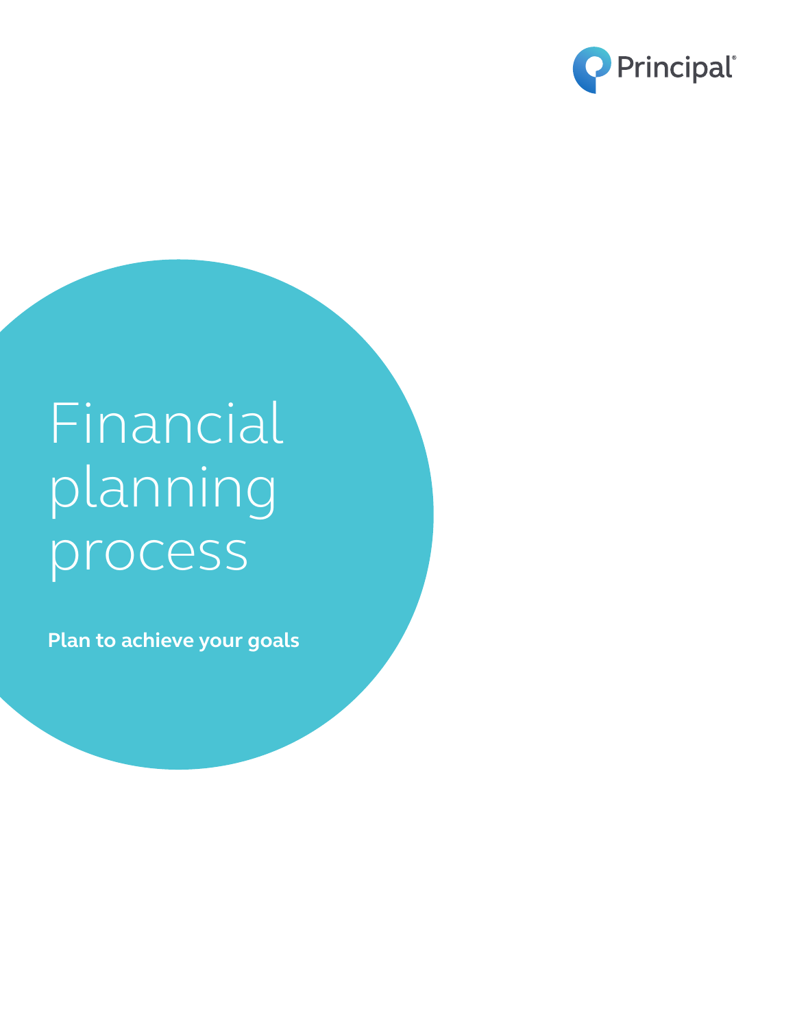Principal®

# Financial planning process

**Plan to achieve your goals**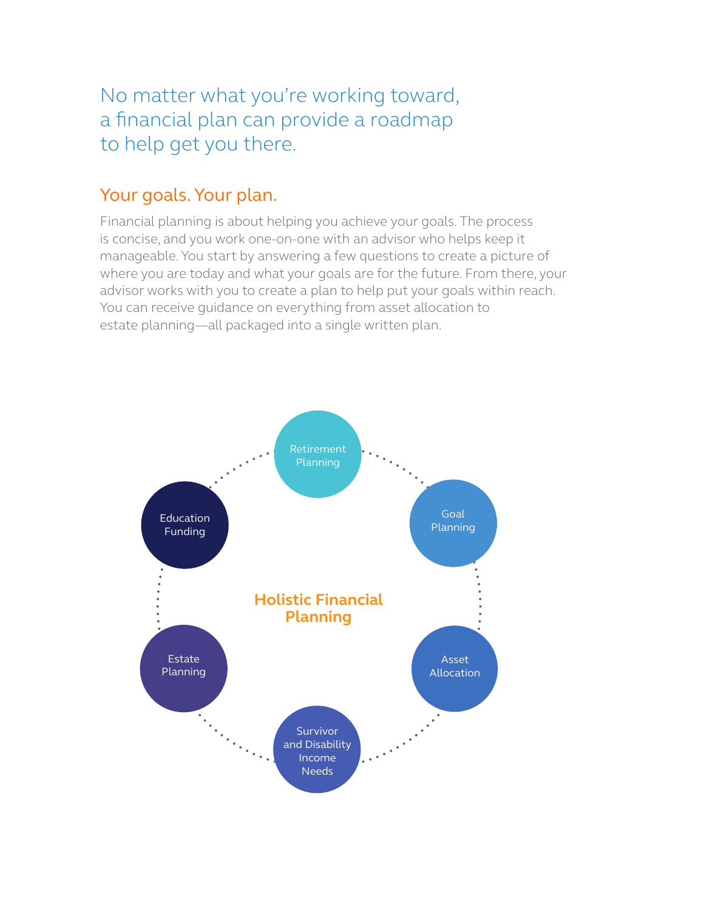# No matter what you're working toward, a financial plan can provide a roadmap to help get you there.

## Your goals. Your plan.

Financial planning is about helping you achieve your goals. The process is concise, and you work one-on-one with an advisor who helps keep it manageable. You start by answering a few questions to create a picture of where you are today and what your goals are for the future. From there, your advisor works with you to create a plan to help put your goals within reach. You can receive guidance on everything from asset allocation to estate planning—all packaged into a single written plan.

**Holistic Financial Planning**

- Retirement Planning
- Goal Planning
- Asset Allocation
- Survivor and Disability Income Needs
- Estate Planning
- Education Funding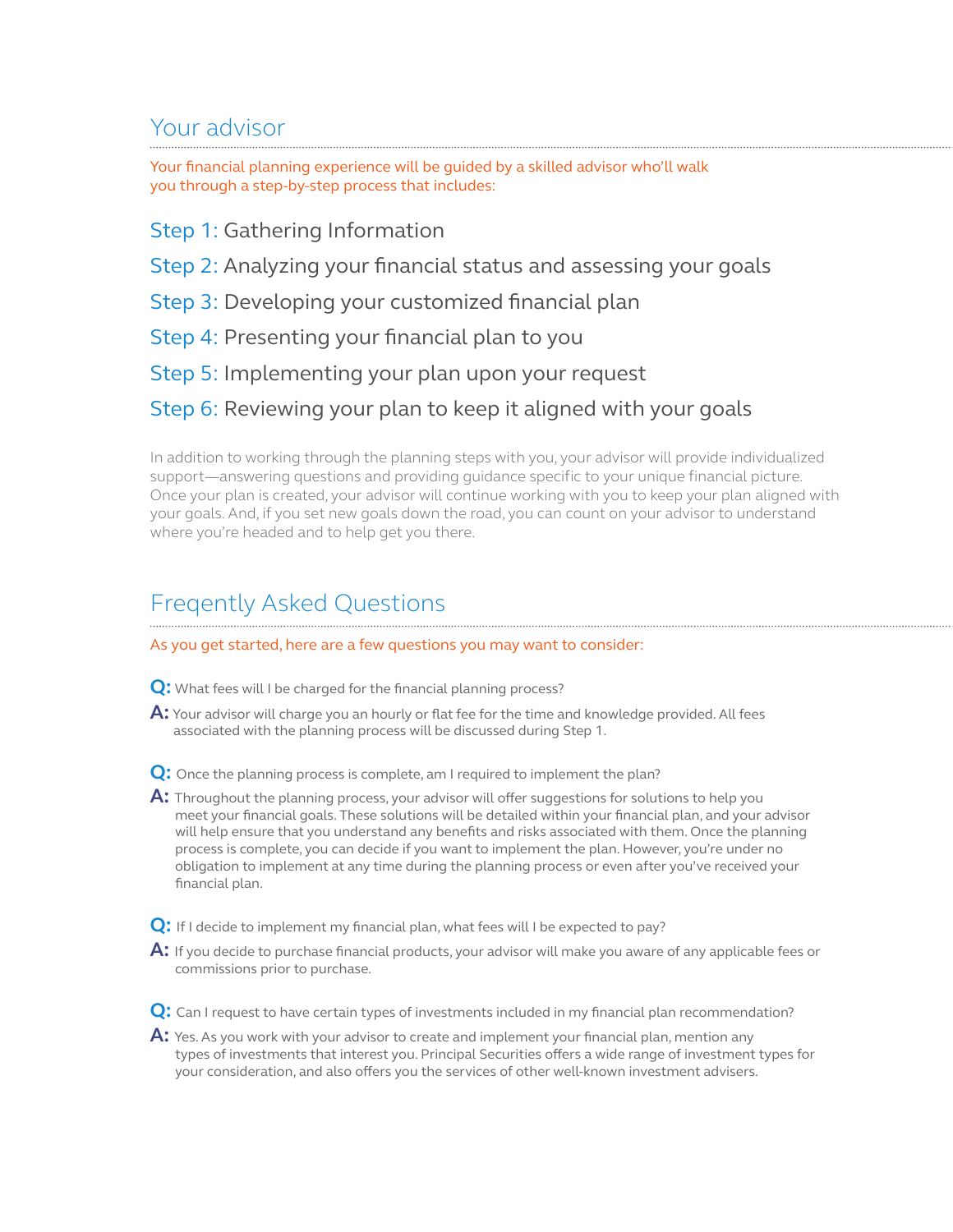## Your advisor

Your financial planning experience will be guided by a skilled advisor who'll walk you through a step-by-step process that includes:

**Step 1:** Gathering Information

**Step 2:** Analyzing your financial status and assessing your goals

**Step 3:** Developing your customized financial plan

**Step 4:** Presenting your financial plan to you

**Step 5:** Implementing your plan upon your request

**Step 6:** Reviewing your plan to keep it aligned with your goals

In addition to working through the planning steps with you, your advisor will provide individualized support—answering questions and providing guidance specific to your unique financial picture. Once your plan is created, your advisor will continue working with you to keep your plan aligned with your goals. And, if you set new goals down the road, you can count on your advisor to understand where you're headed and to help get you there.

## Freqently Asked Questions

As you get started, here are a few questions you may want to consider:

**Q:** What fees will I be charged for the financial planning process?

**A:** Your advisor will charge you an hourly or flat fee for the time and knowledge provided. All fees associated with the planning process will be discussed during Step 1.

**Q:** Once the planning process is complete, am I required to implement the plan?

**A:** Throughout the planning process, your advisor will offer suggestions for solutions to help you meet your financial goals. These solutions will be detailed within your financial plan, and your advisor will help ensure that you understand any benefits and risks associated with them. Once the planning process is complete, you can decide if you want to implement the plan. However, you're under no obligation to implement at any time during the planning process or even after you've received your financial plan.

**Q:** If I decide to implement my financial plan, what fees will I be expected to pay?

**A:** If you decide to purchase financial products, your advisor will make you aware of any applicable fees or commissions prior to purchase.

**Q:** Can I request to have certain types of investments included in my financial plan recommendation?

**A:** Yes. As you work with your advisor to create and implement your financial plan, mention any types of investments that interest you. Principal Securities offers a wide range of investment types for your consideration, and also offers you the services of other well-known investment advisers.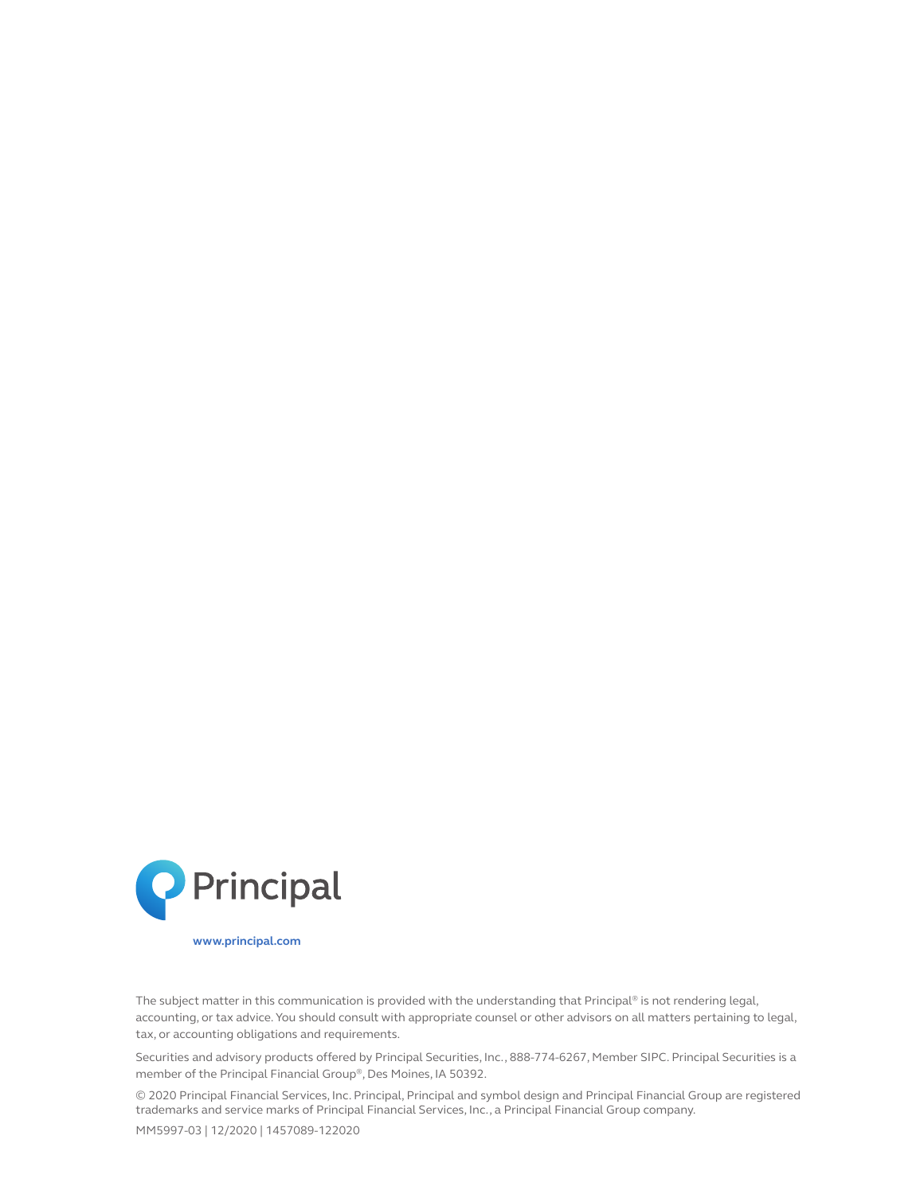Principal

www.principal.com

The subject matter in this communication is provided with the understanding that Principal® is not rendering legal, accounting, or tax advice. You should consult with appropriate counsel or other advisors on all matters pertaining to legal, tax, or accounting obligations and requirements.

Securities and advisory products offered by Principal Securities, Inc., 888-774-6267, Member SIPC. Principal Securities is a member of the Principal Financial Group®, Des Moines, IA 50392.

© 2020 Principal Financial Services, Inc. Principal, Principal and symbol design and Principal Financial Group are registered trademarks and service marks of Principal Financial Services, Inc., a Principal Financial Group company.

MM5997-03 | 12/2020 | 1457089-122020